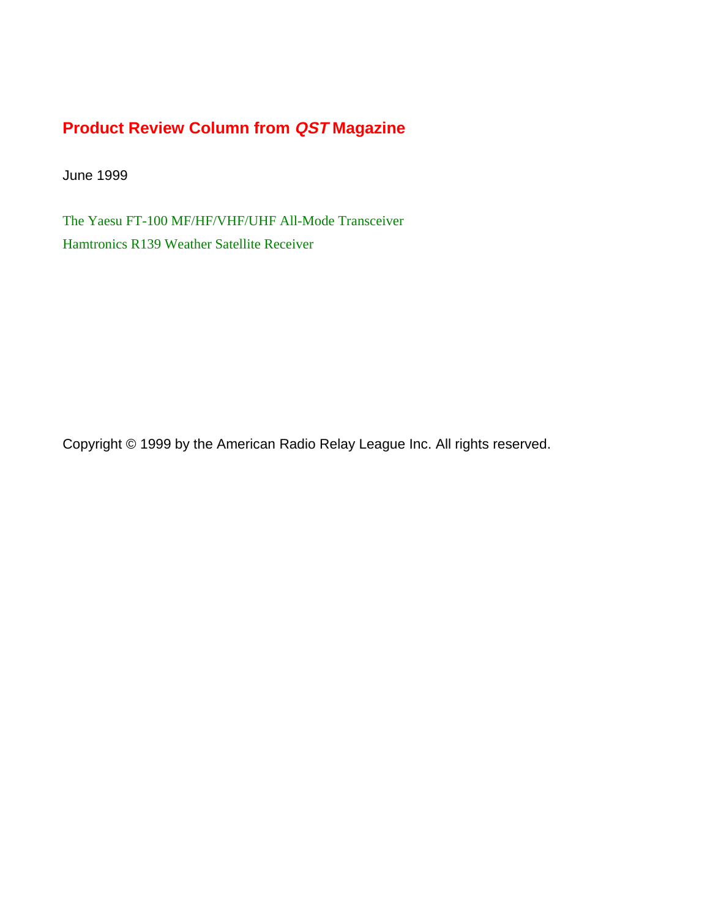# Product Review Column from *QST* Magazine

June 1999

The Yaesu FT-100 MF/HF/VHF/UHF All-Mode Transceiver

Hamtronics R139 Weather Satellite Receiver

Copyright © 1999 by the American Radio Relay League Inc. All rights reserved.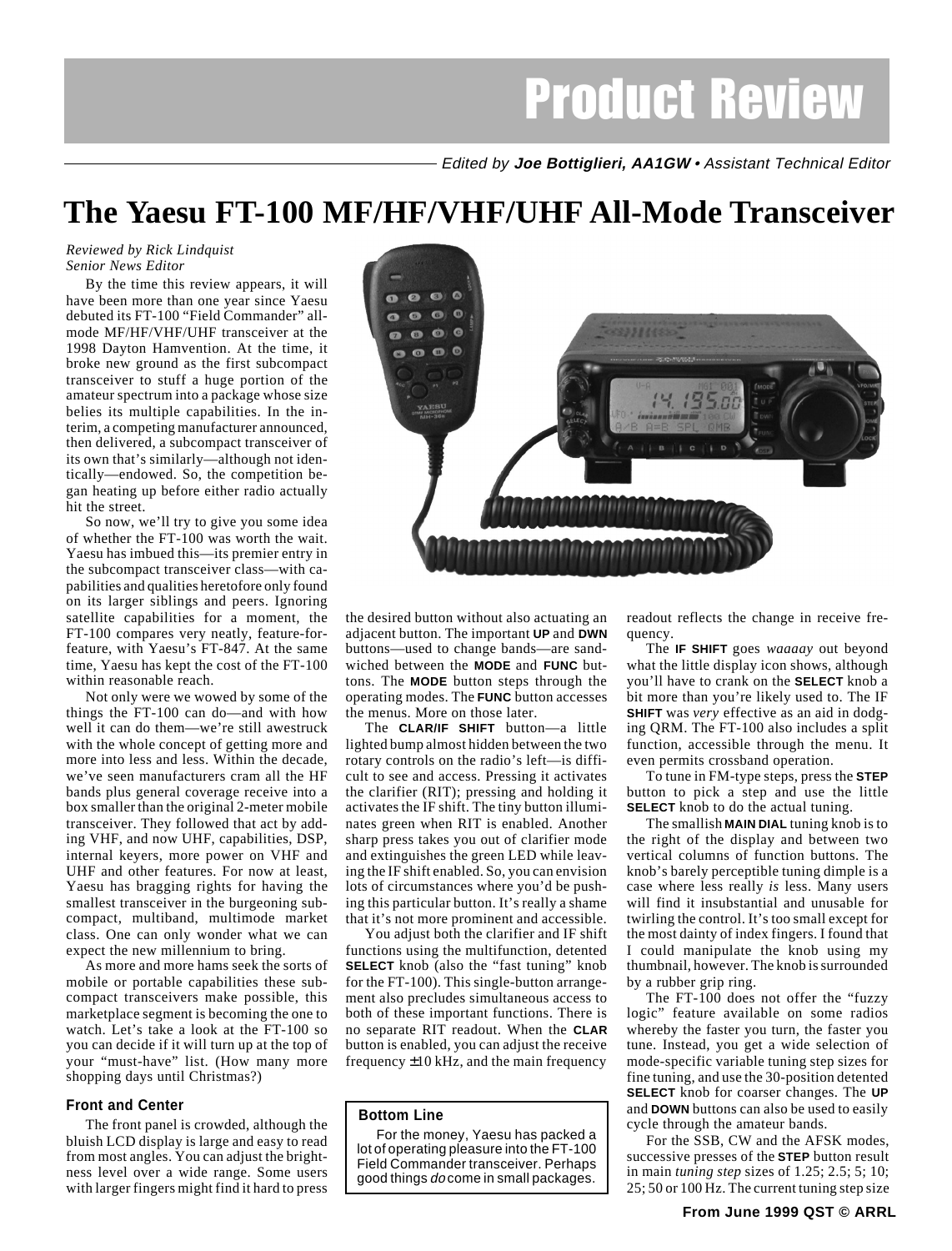# Product Review

Edited by **Joe Bottiglieri, AA1GW** • Assistant Technical Editor

# The Yaesu FT-100 MF/HF/VHF/UHF All-Mode Transceiver

*Reviewed by Rick Lindquist*
*Senior News Editor*

By the time this review appears, it will have been more than one year since Yaesu debuted its FT-100 "Field Commander" all-mode MF/HF/VHF/UHF transceiver at the 1998 Dayton Hamvention. At the time, it broke new ground as the first subcompact transceiver to stuff a huge portion of the amateur spectrum into a package whose size belies its multiple capabilities. In the interim, a competing manufacturer announced, then delivered, a subcompact transceiver of its own that's similarly—although not identically—endowed. So, the competition began heating up before either radio actually hit the street.

So now, we'll try to give you some idea of whether the FT-100 was worth the wait. Yaesu has imbued this—its premier entry in the subcompact transceiver class—with capabilities and qualities heretofore only found on its larger siblings and peers. Ignoring satellite capabilities for a moment, the FT-100 compares very neatly, feature-for-feature, with Yaesu's FT-847. At the same time, Yaesu has kept the cost of the FT-100 within reasonable reach.

Not only were we wowed by some of the things the FT-100 can do—and with how well it can do them—we're still awestruck with the whole concept of getting more and more into less and less. Within the decade, we've seen manufacturers cram all the HF bands plus general coverage receive into a box smaller than the original 2-meter mobile transceiver. They followed that act by adding VHF, and now UHF, capabilities, DSP, internal keyers, more power on VHF and UHF and other features. For now at least, Yaesu has bragging rights for having the smallest transceiver in the burgeoning subcompact, multiband, multimode market class. One can only wonder what we can expect the new millennium to bring.

As more and more hams seek the sorts of mobile or portable capabilities these subcompact transceivers make possible, this marketplace segment is becoming the one to watch. Let's take a look at the FT-100 so you can decide if it will turn up at the top of your "must-have" list. (How many more shopping days until Christmas?)

### Front and Center

The front panel is crowded, although the bluish LCD display is large and easy to read from most angles. You can adjust the brightness level over a wide range. Some users with larger fingers might find it hard to press the desired button without also actuating an adjacent button. The important **UP** and **DWN** buttons—used to change bands—are sandwiched between the **MODE** and **FUNC** buttons. The **MODE** button steps through the operating modes. The **FUNC** button accesses the menus. More on those later.

The **CLAR/IF SHIFT** button—a little lighted bump almost hidden between the two rotary controls on the radio's left—is difficult to see and access. Pressing it activates the clarifier (RIT); pressing and holding it activates the IF shift. The tiny button illuminates green when RIT is enabled. Another sharp press takes you out of clarifier mode and extinguishes the green LED while leaving the IF shift enabled. So, you can envision lots of circumstances where you'd be pushing this particular button. It's really a shame that it's not more prominent and accessible.

You adjust both the clarifier and IF shift functions using the multifunction, detented **SELECT** knob (also the "fast tuning" knob for the FT-100). This single-button arrangement also precludes simultaneous access to both of these important functions. There is no separate RIT readout. When the **CLAR** button is enabled, you can adjust the receive frequency ±10 kHz, and the main frequency readout reflects the change in receive frequency.

> **Bottom Line**
>
> For the money, Yaesu has packed a lot of operating pleasure into the FT-100 Field Commander transceiver. Perhaps good things *do* come in small packages.

The **IF SHIFT** goes *waaaay* out beyond what the little display icon shows, although you'll have to crank on the **SELECT** knob a bit more than you're likely used to. The IF **SHIFT** was *very* effective as an aid in dodging QRM. The FT-100 also includes a split function, accessible through the menu. It even permits crossband operation.

To tune in FM-type steps, press the **STEP** button to pick a step and use the little **SELECT** knob to do the actual tuning.

The smallish **MAIN DIAL** tuning knob is to the right of the display and between two vertical columns of function buttons. The knob's barely perceptible tuning dimple is a case where less really *is* less. Many users will find it insubstantial and unusable for twirling the control. It's too small except for the most dainty of index fingers. I found that I could manipulate the knob using my thumbnail, however. The knob is surrounded by a rubber grip ring.

The FT-100 does not offer the "fuzzy logic" feature available on some radios whereby the faster you turn, the faster you tune. Instead, you get a wide selection of mode-specific variable tuning step sizes for fine tuning, and use the 30-position detented **SELECT** knob for coarser changes. The **UP** and **DOWN** buttons can also be used to easily cycle through the amateur bands.

For the SSB, CW and the AFSK modes, successive presses of the **STEP** button result in main *tuning step* sizes of 1.25; 2.5; 5; 10; 25; 50 or 100 Hz. The current tuning step size

From June 1999 QST © ARRL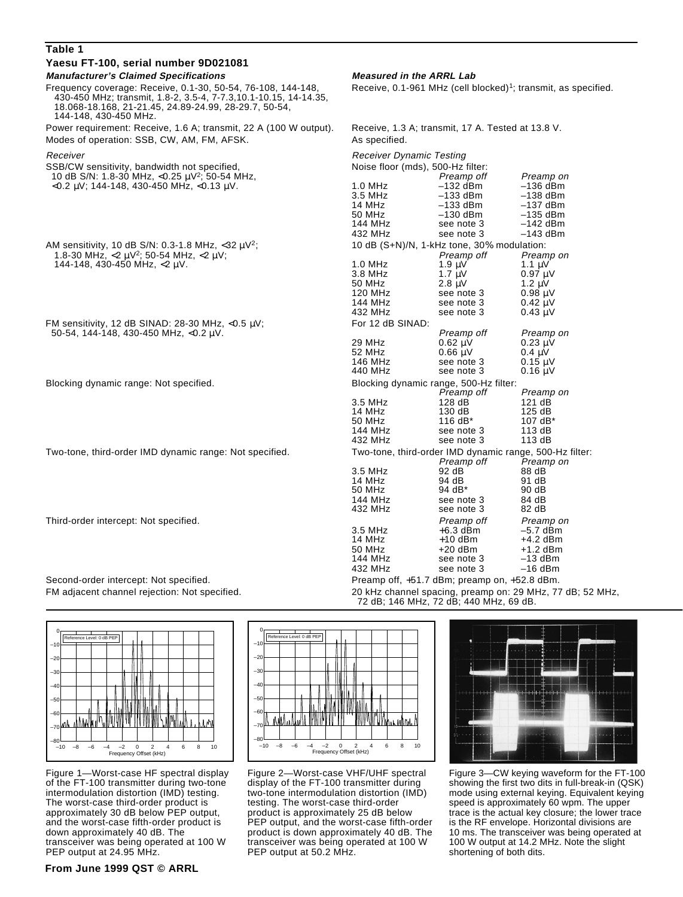**Table 1**

**Yaesu FT-100, serial number 9D021081**

| *Manufacturer's Claimed Specifications* | *Measured in the ARRL Lab* | | |
|---|---|---|---|
| Frequency coverage: Receive, 0.1-30, 50-54, 76-108, 144-148, 430-450 MHz; transmit, 1.8-2, 3.5-4, 7-7.3,10.1-10.15, 14-14.35, 18.068-18.168, 21-21.45, 24.89-24.99, 28-29.7, 50-54, 144-148, 430-450 MHz. | Receive, 0.1-961 MHz (cell blocked)[1]; transmit, as specified. | | |
| Power requirement: Receive, 1.6 A; transmit, 22 A (100 W output). | Receive, 1.3 A; transmit, 17 A. Tested at 13.8 V. | | |
| Modes of operation: SSB, CW, AM, FM, AFSK. | As specified. | | |
| *Receiver* | *Receiver Dynamic Testing* | | |
| SSB/CW sensitivity, bandwidth not specified, 10 dB S/N: 1.8-30 MHz, <0.25 µV[2]; 50-54 MHz, <0.2 µV; 144-148, 430-450 MHz, <0.13 µV. | Noise floor (mds), 500-Hz filter: | | |
| | | *Preamp off* | *Preamp on* |
| | 1.0 MHz | –132 dBm | –136 dBm |
| | 3.5 MHz | –133 dBm | –138 dBm |
| | 14 MHz | –133 dBm | –137 dBm |
| | 50 MHz | –130 dBm | –135 dBm |
| | 144 MHz | see note 3 | –142 dBm |
| | 432 MHz | see note 3 | –143 dBm |
| AM sensitivity, 10 dB S/N: 0.3-1.8 MHz, <32 µV[2]; 1.8-30 MHz, <2 µV[2]; 50-54 MHz, <2 µV; 144-148, 430-450 MHz, <2 µV. | 10 dB (S+N)/N, 1-kHz tone, 30% modulation: | | |
| | | *Preamp off* | *Preamp on* |
| | 1.0 MHz | 1.9 µV | 1.1 µV |
| | 3.8 MHz | 1.7 µV | 0.97 µV |
| | 50 MHz | 2.8 µV | 1.2 µV |
| | 120 MHz | see note 3 | 0.98 µV |
| | 144 MHz | see note 3 | 0.42 µV |
| | 432 MHz | see note 3 | 0.43 µV |
| FM sensitivity, 12 dB SINAD: 28-30 MHz, <0.5 µV; 50-54, 144-148, 430-450 MHz, <0.2 µV. | For 12 dB SINAD: | | |
| | | *Preamp off* | *Preamp on* |
| | 29 MHz | 0.62 µV | 0.23 µV |
| | 52 MHz | 0.66 µV | 0.4 µV |
| | 146 MHz | see note 3 | 0.15 µV |
| | 440 MHz | see note 3 | 0.16 µV |
| Blocking dynamic range: Not specified. | Blocking dynamic range, 500-Hz filter: | | |
| | | *Preamp off* | *Preamp on* |
| | 3.5 MHz | 128 dB | 121 dB |
| | 14 MHz | 130 dB | 125 dB |
| | 50 MHz | 116 dB* | 107 dB* |
| | 144 MHz | see note 3 | 113 dB |
| | 432 MHz | see note 3 | 113 dB |
| Two-tone, third-order IMD dynamic range: Not specified. | Two-tone, third-order IMD dynamic range, 500-Hz filter: | | |
| | | *Preamp off* | *Preamp on* |
| | 3.5 MHz | 92 dB | 88 dB |
| | 14 MHz | 94 dB | 91 dB |
| | 50 MHz | 94 dB* | 90 dB |
| | 144 MHz | see note 3 | 84 dB |
| | 432 MHz | see note 3 | 82 dB |
| Third-order intercept: Not specified. | | *Preamp off* | *Preamp on* |
| | 3.5 MHz | +6.3 dBm | –5.7 dBm |
| | 14 MHz | +10 dBm | +4.2 dBm |
| | 50 MHz | +20 dBm | +1.2 dBm |
| | 144 MHz | see note 3 | –13 dBm |
| | 432 MHz | see note 3 | –16 dBm |
| Second-order intercept: Not specified. | Preamp off, +51.7 dBm; preamp on, +52.8 dBm. | | |
| FM adjacent channel rejection: Not specified. | 20 kHz channel spacing, preamp on: 29 MHz, 77 dB; 52 MHz, 72 dB; 146 MHz, 72 dB; 440 MHz, 69 dB. | | |

Figure 1—Worst-case HF spectral display of the FT-100 transmitter during two-tone intermodulation distortion (IMD) testing. The worst-case third-order product is approximately 30 dB below PEP output, and the worst-case fifth-order product is down approximately 40 dB. The transceiver was being operated at 100 W PEP output at 24.95 MHz.

Figure 2—Worst-case VHF/UHF spectral display of the FT-100 transmitter during two-tone intermodulation distortion (IMD) testing. The worst-case third-order product is approximately 25 dB below PEP output, and the worst-case fifth-order product is down approximately 40 dB. The transceiver was being operated at 100 W PEP output at 50.2 MHz.

Figure 3—CW keying waveform for the FT-100 showing the first two dits in full-break-in (QSK) mode using external keying. Equivalent keying speed is approximately 60 wpm. The upper trace is the actual key closure; the lower trace is the RF envelope. Horizontal divisions are 10 ms. The transceiver was being operated at 100 W output at 14.2 MHz. Note the slight shortening of both dits.

**From June 1999 QST © ARRL**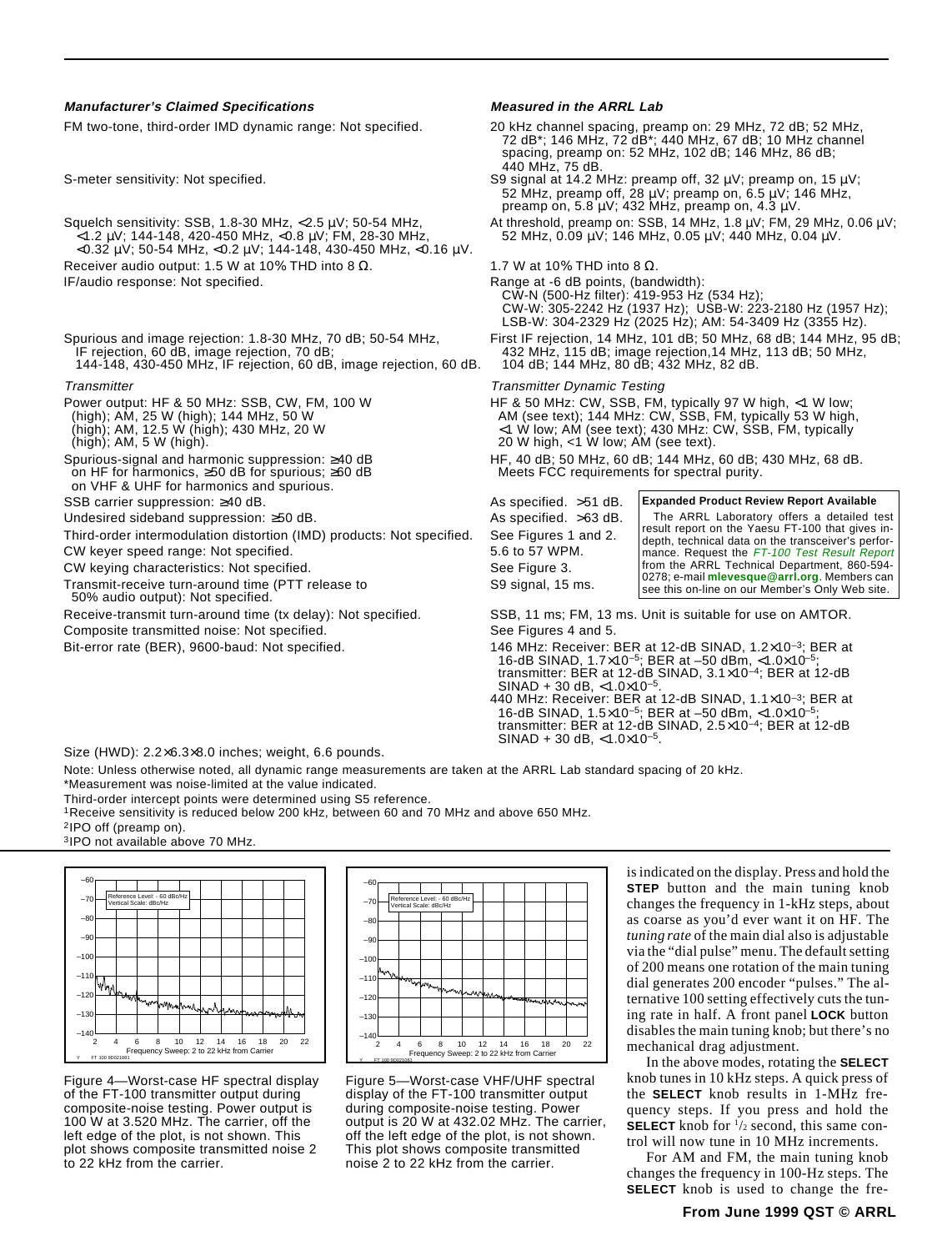| Manufacturer's Claimed Specifications | Measured in the ARRL Lab |
|---|---|
| FM two-tone, third-order IMD dynamic range: Not specified. | 20 kHz channel spacing, preamp on: 29 MHz, 72 dB; 52 MHz, 72 dB*; 146 MHz, 72 dB*; 440 MHz, 67 dB; 10 MHz channel spacing, preamp on: 52 MHz, 102 dB; 146 MHz, 86 dB; 440 MHz, 75 dB. |
| S-meter sensitivity: Not specified. | S9 signal at 14.2 MHz: preamp off, 32 µV; preamp on, 15 µV; 52 MHz, preamp off, 28 µV; preamp on, 6.5 µV; 146 MHz, preamp on, 5.8 µV; 432 MHz, preamp on, 4.3 µV. |
| Squelch sensitivity: SSB, 1.8-30 MHz, <2.5 µV; 50-54 MHz, <1.2 µV; 144-148, 420-450 MHz, <0.8 µV; FM, 28-30 MHz, <0.32 µV; 50-54 MHz, <0.2 µV; 144-148, 430-450 MHz, <0.16 µV. | At threshold, preamp on: SSB, 14 MHz, 1.8 µV; FM, 29 MHz, 0.06 µV; 52 MHz, 0.09 µV; 146 MHz, 0.05 µV; 440 MHz, 0.04 µV. |
| Receiver audio output: 1.5 W at 10% THD into 8 Ω. | 1.7 W at 10% THD into 8 Ω. |
| IF/audio response: Not specified. | Range at -6 dB points, (bandwidth): CW-N (500-Hz filter): 419-953 Hz (534 Hz); CW-W: 305-2242 Hz (1937 Hz); USB-W: 223-2180 Hz (1957 Hz); LSB-W: 304-2329 Hz (2025 Hz); AM: 54-3409 Hz (3355 Hz). |
| Spurious and image rejection: 1.8-30 MHz, 70 dB; 50-54 MHz, IF rejection, 60 dB, image rejection, 70 dB; 144-148, 430-450 MHz, IF rejection, 60 dB, image rejection, 60 dB. | First IF rejection, 14 MHz, 101 dB; 50 MHz, 68 dB; 144 MHz, 95 dB; 432 MHz, 115 dB; image rejection,14 MHz, 113 dB; 50 MHz, 104 dB; 144 MHz, 80 dB; 432 MHz, 82 dB. |
| *Transmitter* | *Transmitter Dynamic Testing* |
| Power output: HF & 50 MHz: SSB, CW, FM, 100 W (high); AM, 25 W (high); 144 MHz, 50 W (high); AM, 12.5 W (high); 430 MHz, 20 W (high); AM, 5 W (high). | HF & 50 MHz: CW, SSB, FM, typically 97 W high, <1 W low; AM (see text); 144 MHz: CW, SSB, FM, typically 53 W high, <1 W low; AM (see text); 430 MHz: CW, SSB, FM, typically 20 W high, <1 W low; AM (see text). |
| Spurious-signal and harmonic suppression: ≥40 dB on HF for harmonics, ≥50 dB for spurious; ≥60 dB on VHF & UHF for harmonics and spurious. | HF, 40 dB; 50 MHz, 60 dB; 144 MHz, 60 dB; 430 MHz, 68 dB. Meets FCC requirements for spectral purity. |
| SSB carrier suppression: ≥40 dB. | As specified. >51 dB. |
| Undesired sideband suppression: ≥50 dB. | As specified. >63 dB. |
| Third-order intermodulation distortion (IMD) products: Not specified. | See Figures 1 and 2. |
| CW keyer speed range: Not specified. | 5.6 to 57 WPM. |
| CW keying characteristics: Not specified. | See Figure 3. |
| Transmit-receive turn-around time (PTT release to 50% audio output): Not specified. | S9 signal, 15 ms. |
| Receive-transmit turn-around time (tx delay): Not specified. | SSB, 11 ms; FM, 13 ms. Unit is suitable for use on AMTOR. |
| Composite transmitted noise: Not specified. | See Figures 4 and 5. |
| Bit-error rate (BER), 9600-baud: Not specified. | 146 MHz: Receiver: BER at 12-dB SINAD, $1.2\times10^{-3}$; BER at 16-dB SINAD, $1.7\times10^{-5}$; BER at –50 dBm, $<1.0\times10^{-5}$; transmitter: BER at 12-dB SINAD, $3.1\times10^{-4}$; BER at 12-dB SINAD + 30 dB, $<1.0\times10^{-5}$. 440 MHz: Receiver: BER at 12-dB SINAD, $1.1\times10^{-3}$; BER at 16-dB SINAD, $1.5\times10^{-5}$; BER at –50 dBm, $<1.0\times10^{-5}$; transmitter: BER at 12-dB SINAD, $2.5\times10^{-4}$; BER at 12-dB SINAD + 30 dB, $<1.0\times10^{-5}$. |

**Expanded Product Review Report Available**

The ARRL Laboratory offers a detailed test result report on the Yaesu FT-100 that gives in-depth, technical data on the transceiver's performance. Request the *FT-100 Test Result Report* from the ARRL Technical Department, 860-594-0278; e-mail **mlevesque@arrl.org**. Members can see this on-line on our Member's Only Web site.

Size (HWD): 2.2×6.3×8.0 inches; weight, 6.6 pounds.

Note: Unless otherwise noted, all dynamic range measurements are taken at the ARRL Lab standard spacing of 20 kHz.

*Measurement was noise-limited at the value indicated.

Third-order intercept points were determined using S5 reference.

[1]Receive sensitivity is reduced below 200 kHz, between 60 and 70 MHz and above 650 MHz.

[2]IPO off (preamp on).

[3]IPO not available above 70 MHz.

Figure 4—Worst-case HF spectral display of the FT-100 transmitter output during composite-noise testing. Power output is 100 W at 3.520 MHz. The carrier, off the left edge of the plot, is not shown. This plot shows composite transmitted noise 2 to 22 kHz from the carrier.

Figure 5—Worst-case VHF/UHF spectral display of the FT-100 transmitter output during composite-noise testing. Power output is 20 W at 432.02 MHz. The carrier, off the left edge of the plot, is not shown. This plot shows composite transmitted noise 2 to 22 kHz from the carrier.

is indicated on the display. Press and hold the **STEP** button and the main tuning knob changes the frequency in 1-kHz steps, about as coarse as you'd ever want it on HF. The *tuning rate* of the main dial also is adjustable via the "dial pulse" menu. The default setting of 200 means one rotation of the main tuning dial generates 200 encoder "pulses." The alternative 100 setting effectively cuts the tuning rate in half. A front panel **LOCK** button disables the main tuning knob; but there's no mechanical drag adjustment.

In the above modes, rotating the **SELECT** knob tunes in 10 kHz steps. A quick press of the **SELECT** knob results in 1-MHz frequency steps. If you press and hold the **SELECT** knob for ½ second, this same control will now tune in 10 MHz increments.

For AM and FM, the main tuning knob changes the frequency in 100-Hz steps. The **SELECT** knob is used to change the fre-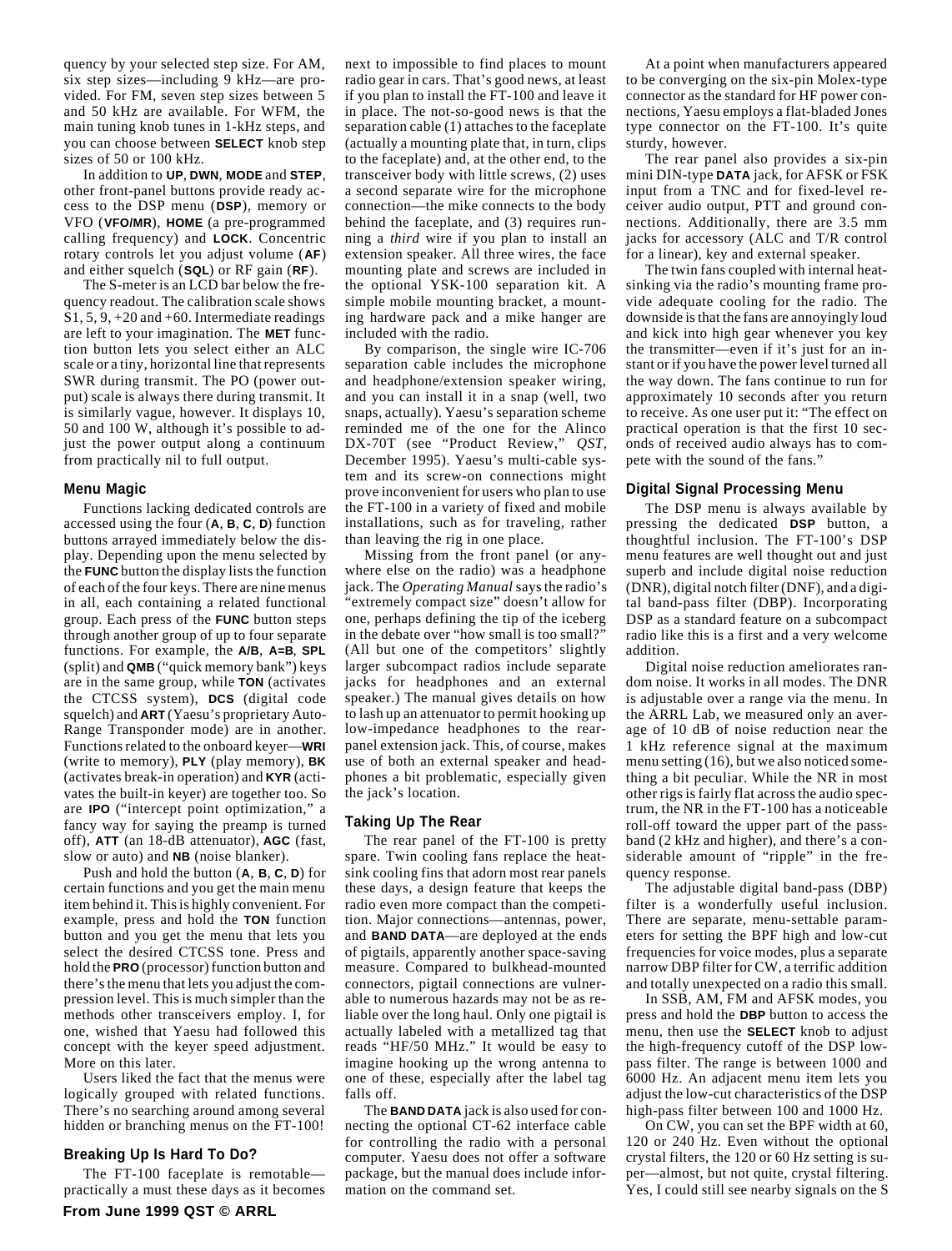quency by your selected step size. For AM, six step sizes—including 9 kHz—are provided. For FM, seven step sizes between 5 and 50 kHz are available. For WFM, the main tuning knob tunes in 1-kHz steps, and you can choose between **SELECT** knob step sizes of 50 or 100 kHz.

In addition to **UP**, **DWN**, **MODE** and **STEP**, other front-panel buttons provide ready access to the DSP menu (**DSP**), memory or VFO (**VFO/MR**), **HOME** (a pre-programmed calling frequency) and **LOCK**. Concentric rotary controls let you adjust volume (**AF**) and either squelch (**SQL**) or RF gain (**RF**).

The S-meter is an LCD bar below the frequency readout. The calibration scale shows S1, 5, 9, +20 and +60. Intermediate readings are left to your imagination. The **MET** function button lets you select either an ALC scale or a tiny, horizontal line that represents SWR during transmit. The PO (power output) scale is always there during transmit. It is similarly vague, however. It displays 10, 50 and 100 W, although it's possible to adjust the power output along a continuum from practically nil to full output.

### Menu Magic

Functions lacking dedicated controls are accessed using the four (**A**, **B**, **C**, **D**) function buttons arrayed immediately below the display. Depending upon the menu selected by the **FUNC** button the display lists the function of each of the four keys. There are nine menus in all, each containing a related functional group. Each press of the **FUNC** button steps through another group of up to four separate functions. For example, the **A/B**, **A=B**, **SPL** (split) and **QMB** ("quick memory bank") keys are in the same group, while **TON** (activates the CTCSS system), **DCS** (digital code squelch) and **ART** (Yaesu's proprietary Auto-Range Transponder mode) are in another. Functions related to the onboard keyer—**WRI** (write to memory), **PLY** (play memory), **BK** (activates break-in operation) and **KYR** (activates the built-in keyer) are together too. So are **IPO** ("intercept point optimization," a fancy way for saying the preamp is turned off), **ATT** (an 18-dB attenuator), **AGC** (fast, slow or auto) and **NB** (noise blanker).

Push and hold the button (**A**, **B**, **C**, **D**) for certain functions and you get the main menu item behind it. This is highly convenient. For example, press and hold the **TON** function button and you get the menu that lets you select the desired CTCSS tone. Press and hold the **PRO** (processor) function button and there's the menu that lets you adjust the compression level. This is much simpler than the methods other transceivers employ. I, for one, wished that Yaesu had followed this concept with the keyer speed adjustment. More on this later.

Users liked the fact that the menus were logically grouped with related functions. There's no searching around among several hidden or branching menus on the FT-100!

### Breaking Up Is Hard To Do?

The FT-100 faceplate is remotable—practically a must these days as it becomes next to impossible to find places to mount radio gear in cars. That's good news, at least if you plan to install the FT-100 and leave it in place. The not-so-good news is that the separation cable (1) attaches to the faceplate (actually a mounting plate that, in turn, clips to the faceplate) and, at the other end, to the transceiver body with little screws, (2) uses a second separate wire for the microphone connection—the mike connects to the body behind the faceplate, and (3) requires running a *third* wire if you plan to install an extension speaker. All three wires, the face mounting plate and screws are included in the optional YSK-100 separation kit. A simple mobile mounting bracket, a mounting hardware pack and a mike hanger are included with the radio.

By comparison, the single wire IC-706 separation cable includes the microphone and headphone/extension speaker wiring, and you can install it in a snap (well, two snaps, actually). Yaesu's separation scheme reminded me of the one for the Alinco DX-70T (see "Product Review," *QST*, December 1995). Yaesu's multi-cable system and its screw-on connections might prove inconvenient for users who plan to use the FT-100 in a variety of fixed and mobile installations, such as for traveling, rather than leaving the rig in one place.

Missing from the front panel (or anywhere else on the radio) was a headphone jack. The *Operating Manual* says the radio's "extremely compact size" doesn't allow for one, perhaps defining the tip of the iceberg in the debate over "how small is too small?" (All but one of the competitors' slightly larger subcompact radios include separate jacks for headphones and an external speaker.) The manual gives details on how to lash up an attenuator to permit hooking up low-impedance headphones to the rear-panel extension jack. This, of course, makes use of both an external speaker and headphones a bit problematic, especially given the jack's location.

### Taking Up The Rear

The rear panel of the FT-100 is pretty spare. Twin cooling fans replace the heat-sink cooling fins that adorn most rear panels these days, a design feature that keeps the radio even more compact than the competition. Major connections—antennas, power, and **BAND DATA**—are deployed at the ends of pigtails, apparently another space-saving measure. Compared to bulkhead-mounted connectors, pigtail connections are vulnerable to numerous hazards and may not be as reliable over the long haul. Only one pigtail is actually labeled with a metallized tag that reads "HF/50 MHz." It would be easy to imagine hooking up the wrong antenna to one of these, especially after the label tag falls off.

The **BAND DATA** jack is also used for connecting the optional CT-62 interface cable for controlling the radio with a personal computer. Yaesu does not offer a software package, but the manual does include information on the command set.

At a point when manufacturers appeared to be converging on the six-pin Molex-type connector as the standard for HF power connections, Yaesu employs a flat-bladed Jones type connector on the FT-100. It's quite sturdy, however.

The rear panel also provides a six-pin mini DIN-type **DATA** jack, for AFSK or FSK input from a TNC and for fixed-level receiver audio output, PTT and ground connections. Additionally, there are 3.5 mm jacks for accessory (ALC and T/R control for a linear), key and external speaker.

The twin fans coupled with internal heat-sinking via the radio's mounting frame provide adequate cooling for the radio. The downside is that the fans are annoyingly loud and kick into high gear whenever you key the transmitter—even if it's just for an instant or if you have the power level turned all the way down. The fans continue to run for approximately 10 seconds after you return to receive. As one user put it: "The effect on practical operation is that the first 10 seconds of received audio always has to compete with the sound of the fans."

### Digital Signal Processing Menu

The DSP menu is always available by pressing the dedicated **DSP** button, a thoughtful inclusion. The FT-100's DSP menu features are well thought out and just superb and include digital noise reduction (DNR), digital notch filter (DNF), and a digital band-pass filter (DBP). Incorporating DSP as a standard feature on a subcompact radio like this is a first and a very welcome addition.

Digital noise reduction ameliorates random noise. It works in all modes. The DNR is adjustable over a range via the menu. In the ARRL Lab, we measured only an average of 10 dB of noise reduction near the 1 kHz reference signal at the maximum menu setting (16), but we also noticed something a bit peculiar. While the NR in most other rigs is fairly flat across the audio spectrum, the NR in the FT-100 has a noticeable roll-off toward the upper part of the passband (2 kHz and higher), and there's a considerable amount of "ripple" in the frequency response.

The adjustable digital band-pass (DBP) filter is a wonderfully useful inclusion. There are separate, menu-settable parameters for setting the BPF high and low-cut frequencies for voice modes, plus a separate narrow DBP filter for CW, a terrific addition and totally unexpected on a radio this small.

In SSB, AM, FM and AFSK modes, you press and hold the **DBP** button to access the menu, then use the **SELECT** knob to adjust the high-frequency cutoff of the DSP low-pass filter. The range is between 1000 and 6000 Hz. An adjacent menu item lets you adjust the low-cut characteristics of the DSP high-pass filter between 100 and 1000 Hz.

On CW, you can set the BPF width at 60, 120 or 240 Hz. Even without the optional crystal filters, the 120 or 60 Hz setting is super—almost, but not quite, crystal filtering. Yes, I could still see nearby signals on the S

From June 1999 QST © ARRL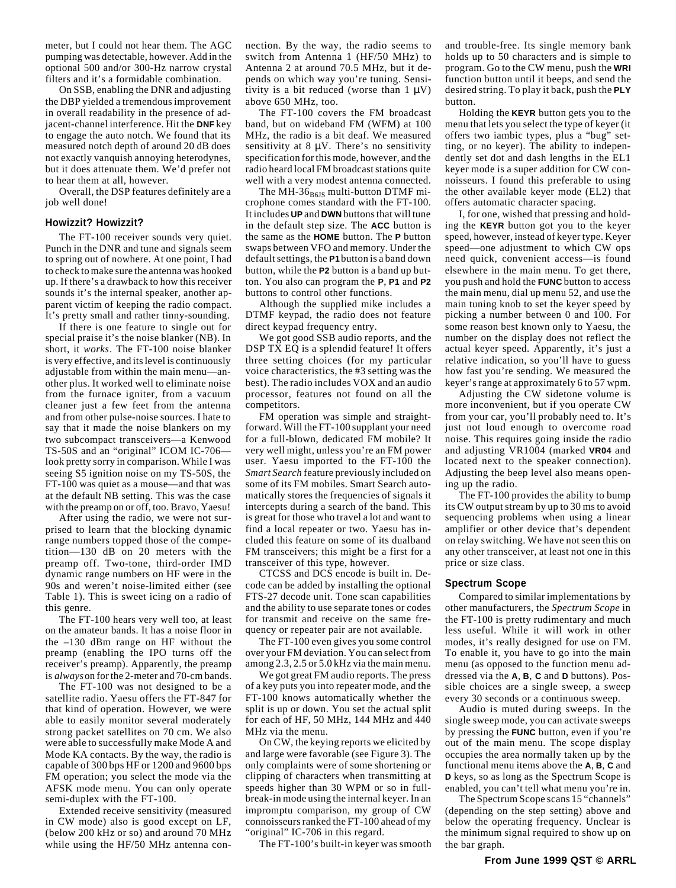meter, but I could not hear them. The AGC pumping was detectable, however. Add in the optional 500 and/or 300-Hz narrow crystal filters and it's a formidable combination.

On SSB, enabling the DNR and adjusting the DBP yielded a tremendous improvement in overall readability in the presence of adjacent-channel interference. Hit the **DNF** key to engage the auto notch. We found that its measured notch depth of around 20 dB does not exactly vanquish annoying heterodynes, but it does attenuate them. We'd prefer not to hear them at all, however.

Overall, the DSP features definitely are a job well done!

### Howizzit? Howizzit?

The FT-100 receiver sounds very quiet. Punch in the DNR and tune and signals seem to spring out of nowhere. At one point, I had to check to make sure the antenna was hooked up. If there's a drawback to how this receiver sounds it's the internal speaker, another apparent victim of keeping the radio compact. It's pretty small and rather tinny-sounding.

If there is one feature to single out for special praise it's the noise blanker (NB). In short, it *works*. The FT-100 noise blanker is very effective, and its level is continuously adjustable from within the main menu—another plus. It worked well to eliminate noise from the furnace igniter, from a vacuum cleaner just a few feet from the antenna and from other pulse-noise sources. I hate to say that it made the noise blankers on my two subcompact transceivers—a Kenwood TS-50S and an "original" ICOM IC-706—look pretty sorry in comparison. While I was seeing S5 ignition noise on my TS-50S, the FT-100 was quiet as a mouse—and that was at the default NB setting. This was the case with the preamp on or off, too. Bravo, Yaesu!

After using the radio, we were not surprised to learn that the blocking dynamic range numbers topped those of the competition—130 dB on 20 meters with the preamp off. Two-tone, third-order IMD dynamic range numbers on HF were in the 90s and weren't noise-limited either (see Table 1). This is sweet icing on a radio of this genre.

The FT-100 hears very well too, at least on the amateur bands. It has a noise floor in the –130 dBm range on HF without the preamp (enabling the IPO turns off the receiver's preamp). Apparently, the preamp is *always* on for the 2-meter and 70-cm bands.

The FT-100 was not designed to be a satellite radio. Yaesu offers the FT-847 for that kind of operation. However, we were able to easily monitor several moderately strong packet satellites on 70 cm. We also were able to successfully make Mode A and Mode KA contacts. By the way, the radio is capable of 300 bps HF or 1200 and 9600 bps FM operation; you select the mode via the AFSK mode menu. You can only operate semi-duplex with the FT-100.

Extended receive sensitivity (measured in CW mode) also is good except on LF, (below 200 kHz or so) and around 70 MHz while using the HF/50 MHz antenna connection. By the way, the radio seems to switch from Antenna 1 (HF/50 MHz) to Antenna 2 at around 70.5 MHz, but it depends on which way you're tuning. Sensitivity is a bit reduced (worse than 1 μV) above 650 MHz, too.

The FT-100 covers the FM broadcast band, but on wideband FM (WFM) at 100 MHz, the radio is a bit deaf. We measured sensitivity at 8 μV. There's no sensitivity specification for this mode, however, and the radio heard local FM broadcast stations quite well with a very modest antenna connected.

The MH-$36_{B6JS}$ multi-button DTMF microphone comes standard with the FT-100. It includes **UP** and **DWN** buttons that will tune in the default step size. The **ACC** button is the same as the **HOME** button. The **P** button swaps between VFO and memory. Under the default settings, the **P1** button is a band down button, while the **P2** button is a band up button. You also can program the **P**, **P1** and **P2** buttons to control other functions.

Although the supplied mike includes a DTMF keypad, the radio does not feature direct keypad frequency entry.

We got good SSB audio reports, and the DSP TX EQ is a splendid feature! It offers three setting choices (for my particular voice characteristics, the #3 setting was the best). The radio includes VOX and an audio processor, features not found on all the competitors.

FM operation was simple and straightforward. Will the FT-100 supplant your need for a full-blown, dedicated FM mobile? It very well might, unless you're an FM power user. Yaesu imported to the FT-100 the *Smart Search* feature previously included on some of its FM mobiles. Smart Search automatically stores the frequencies of signals it intercepts during a search of the band. This is great for those who travel a lot and want to find a local repeater or two. Yaesu has included this feature on some of its dualband FM transceivers; this might be a first for a transceiver of this type, however.

CTCSS and DCS encode is built in. Decode can be added by installing the optional FTS-27 decode unit. Tone scan capabilities and the ability to use separate tones or codes for transmit and receive on the same frequency or repeater pair are not available.

The FT-100 even gives you some control over your FM deviation. You can select from among 2.3, 2.5 or 5.0 kHz via the main menu.

We got great FM audio reports. The press of a key puts you into repeater mode, and the FT-100 knows automatically whether the split is up or down. You set the actual split for each of HF, 50 MHz, 144 MHz and 440 MHz via the menu.

On CW, the keying reports we elicited by and large were favorable (see Figure 3). The only complaints were of some shortening or clipping of characters when transmitting at speeds higher than 30 WPM or so in full-break-in mode using the internal keyer. In an impromptu comparison, my group of CW connoisseurs ranked the FT-100 ahead of my "original" IC-706 in this regard.

The FT-100's built-in keyer was smooth and trouble-free. Its single memory bank holds up to 50 characters and is simple to program. Go to the CW menu, push the **WRI** function button until it beeps, and send the desired string. To play it back, push the **PLY** button.

Holding the **KEYR** button gets you to the menu that lets you select the type of keyer (it offers two iambic types, plus a "bug" setting, or no keyer). The ability to independently set dot and dash lengths in the EL1 keyer mode is a super addition for CW connoisseurs. I found this preferable to using the other available keyer mode (EL2) that offers automatic character spacing.

I, for one, wished that pressing and holding the **KEYR** button got you to the keyer speed, however, instead of keyer type. Keyer speed—one adjustment to which CW ops need quick, convenient access—is found elsewhere in the main menu. To get there, you push and hold the **FUNC** button to access the main menu, dial up menu 52, and use the main tuning knob to set the keyer speed by picking a number between 0 and 100. For some reason best known only to Yaesu, the number on the display does not reflect the actual keyer speed. Apparently, it's just a relative indication, so you'll have to guess how fast you're sending. We measured the keyer's range at approximately 6 to 57 wpm.

Adjusting the CW sidetone volume is more inconvenient, but if you operate CW from your car, you'll probably need to. It's just not loud enough to overcome road noise. This requires going inside the radio and adjusting VR1004 (marked **VR04** and located next to the speaker connection). Adjusting the beep level also means opening up the radio.

The FT-100 provides the ability to bump its CW output stream by up to 30 ms to avoid sequencing problems when using a linear amplifier or other device that's dependent on relay switching. We have not seen this on any other transceiver, at least not one in this price or size class.

### Spectrum Scope

Compared to similar implementations by other manufacturers, the *Spectrum Scope* in the FT-100 is pretty rudimentary and much less useful. While it will work in other modes, it's really designed for use on FM. To enable it, you have to go into the main menu (as opposed to the function menu addressed via the **A**, **B**, **C** and **D** buttons). Possible choices are a single sweep, a sweep every 30 seconds or a continuous sweep.

Audio is muted during sweeps. In the single sweep mode, you can activate sweeps by pressing the **FUNC** button, even if you're out of the main menu. The scope display occupies the area normally taken up by the functional menu items above the **A**, **B**, **C** and **D** keys, so as long as the Spectrum Scope is enabled, you can't tell what menu you're in.

The Spectrum Scope scans 15 "channels" (depending on the step setting) above and below the operating frequency. Unclear is the minimum signal required to show up on the bar graph.

**From June 1999 QST © ARRL**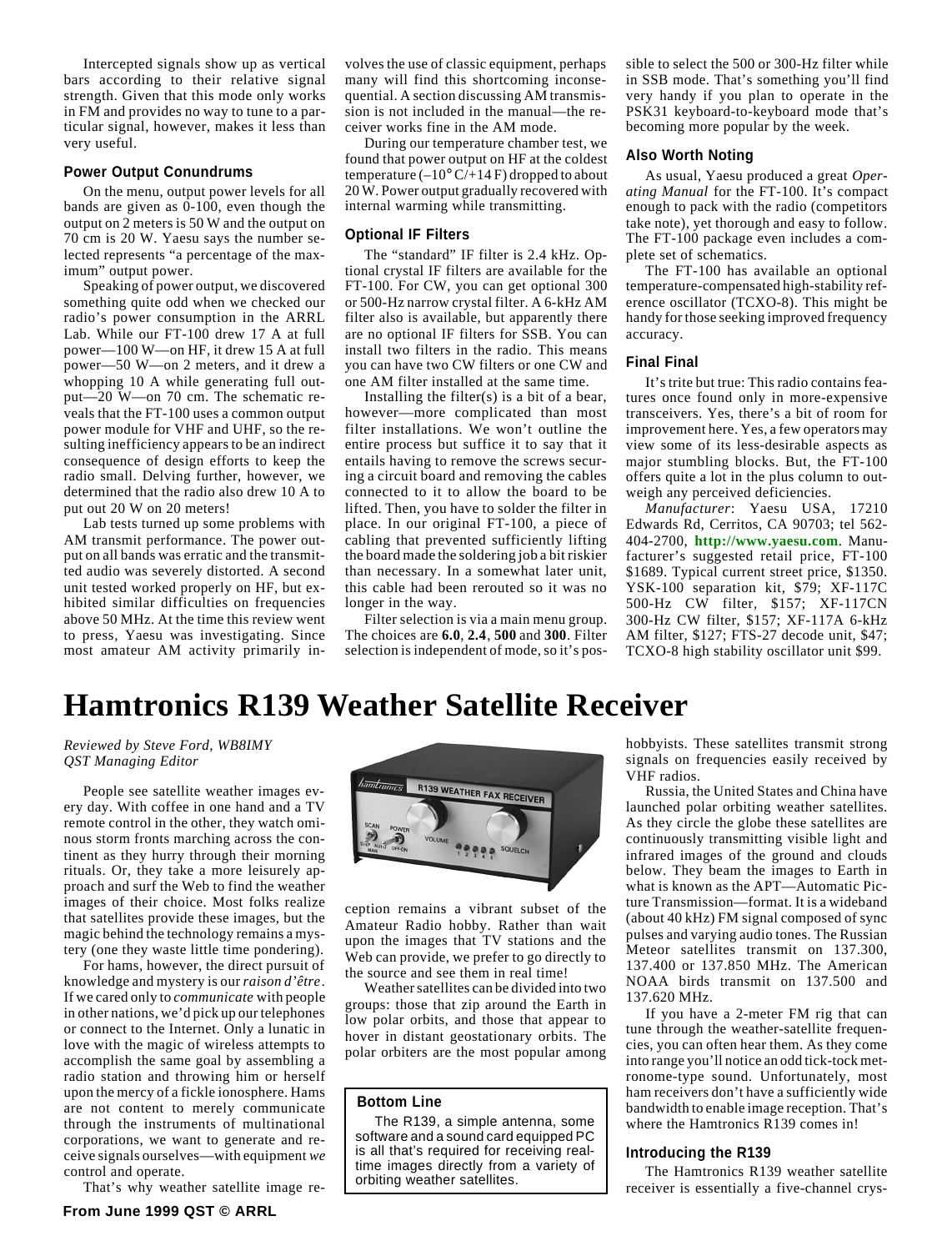Intercepted signals show up as vertical bars according to their relative signal strength. Given that this mode only works in FM and provides no way to tune to a particular signal, however, makes it less than very useful.

### Power Output Conundrums

On the menu, output power levels for all bands are given as 0-100, even though the output on 2 meters is 50 W and the output on 70 cm is 20 W. Yaesu says the number selected represents "a percentage of the maximum" output power.

Speaking of power output, we discovered something quite odd when we checked our radio's power consumption in the ARRL Lab. While our FT-100 drew 17 A at full power—100 W—on HF, it drew 15 A at full power—50 W—on 2 meters, and it drew a whopping 10 A while generating full output—20 W—on 70 cm. The schematic reveals that the FT-100 uses a common output power module for VHF and UHF, so the resulting inefficiency appears to be an indirect consequence of design efforts to keep the radio small. Delving further, however, we determined that the radio also drew 10 A to put out 20 W on 20 meters!

Lab tests turned up some problems with AM transmit performance. The power output on all bands was erratic and the transmitted audio was severely distorted. A second unit tested worked properly on HF, but exhibited similar difficulties on frequencies above 50 MHz. At the time this review went to press, Yaesu was investigating. Since most amateur AM activity primarily involves the use of classic equipment, perhaps many will find this shortcoming inconsequential. A section discussing AM transmission is not included in the manual—the receiver works fine in the AM mode.

During our temperature chamber test, we found that power output on HF at the coldest temperature (–10° C/+14 F) dropped to about 20 W. Power output gradually recovered with internal warming while transmitting.

### Optional IF Filters

The "standard" IF filter is 2.4 kHz. Optional crystal IF filters are available for the FT-100. For CW, you can get optional 300 or 500-Hz narrow crystal filter. A 6-kHz AM filter also is available, but apparently there are no optional IF filters for SSB. You can install two filters in the radio. This means you can have two CW filters or one CW and one AM filter installed at the same time.

Installing the filter(s) is a bit of a bear, however—more complicated than most filter installations. We won't outline the entire process but suffice it to say that it entails having to remove the screws securing a circuit board and removing the cables connected to it to allow the board to be lifted. Then, you have to solder the filter in place. In our original FT-100, a piece of cabling that prevented sufficiently lifting the board made the soldering job a bit riskier than necessary. In a somewhat later unit, this cable had been rerouted so it was no longer in the way.

Filter selection is via a main menu group. The choices are **6.0**, **2.4**, **500** and **300**. Filter selection is independent of mode, so it's possible to select the 500 or 300-Hz filter while in SSB mode. That's something you'll find very handy if you plan to operate in the PSK31 keyboard-to-keyboard mode that's becoming more popular by the week.

### Also Worth Noting

As usual, Yaesu produced a great *Operating Manual* for the FT-100. It's compact enough to pack with the radio (competitors take note), yet thorough and easy to follow. The FT-100 package even includes a complete set of schematics.

The FT-100 has available an optional temperature-compensated high-stability reference oscillator (TCXO-8). This might be handy for those seeking improved frequency accuracy.

### Final Final

It's trite but true: This radio contains features once found only in more-expensive transceivers. Yes, there's a bit of room for improvement here. Yes, a few operators may view some of its less-desirable aspects as major stumbling blocks. But, the FT-100 offers quite a lot in the plus column to outweigh any perceived deficiencies.

*Manufacturer*: Yaesu USA, 17210 Edwards Rd, Cerritos, CA 90703; tel 562-404-2700, **http://www.yaesu.com**. Manufacturer's suggested retail price, FT-100 $1689. Typical current street price, $1350. YSK-100 separation kit, $79; XF-117C 500-Hz CW filter, $157; XF-117CN 300-Hz CW filter, $157; XF-117A 6-kHz AM filter, $127; FTS-27 decode unit, $47; TCXO-8 high stability oscillator unit $99.

# Hamtronics R139 Weather Satellite Receiver

*Reviewed by Steve Ford, WB8IMY*
*QST Managing Editor*

People see satellite weather images every day. With coffee in one hand and a TV remote control in the other, they watch ominous storm fronts marching across the continent as they hurry through their morning rituals. Or, they take a more leisurely approach and surf the Web to find the weather images of their choice. Most folks realize that satellites provide these images, but the magic behind the technology remains a mystery (one they waste little time pondering).

For hams, however, the direct pursuit of knowledge and mystery is our *raison d'être*. If we cared only to *communicate* with people in other nations, we'd pick up our telephones or connect to the Internet. Only a lunatic in love with the magic of wireless attempts to accomplish the same goal by assembling a radio station and throwing him or herself upon the mercy of a fickle ionosphere. Hams are not content to merely communicate through the instruments of multinational corporations, we want to generate and receive signals ourselves—with equipment *we* control and operate.

That's why weather satellite image reception remains a vibrant subset of the Amateur Radio hobby. Rather than wait upon the images that TV stations and the Web can provide, we prefer to go directly to the source and see them in real time!

Weather satellites can be divided into two groups: those that zip around the Earth in low polar orbits, and those that appear to hover in distant geostationary orbits. The polar orbiters are the most popular among hobbyists. These satellites transmit strong signals on frequencies easily received by VHF radios.

> **Bottom Line**
>
> The R139, a simple antenna, some software and a sound card equipped PC is all that's required for receiving real-time images directly from a variety of orbiting weather satellites.

Russia, the United States and China have launched polar orbiting weather satellites. As they circle the globe these satellites are continuously transmitting visible light and infrared images of the ground and clouds below. They beam the images to Earth in what is known as the APT—Automatic Picture Transmission—format. It is a wideband (about 40 kHz) FM signal composed of sync pulses and varying audio tones. The Russian Meteor satellites transmit on 137.300, 137.400 or 137.850 MHz. The American NOAA birds transmit on 137.500 and 137.620 MHz.

If you have a 2-meter FM rig that can tune through the weather-satellite frequencies, you can often hear them. As they come into range you'll notice an odd tick-tock metronome-type sound. Unfortunately, most ham receivers don't have a sufficiently wide bandwidth to enable image reception. That's where the Hamtronics R139 comes in!

### Introducing the R139

The Hamtronics R139 weather satellite receiver is essentially a five-channel crys-

From June 1999 QST © ARRL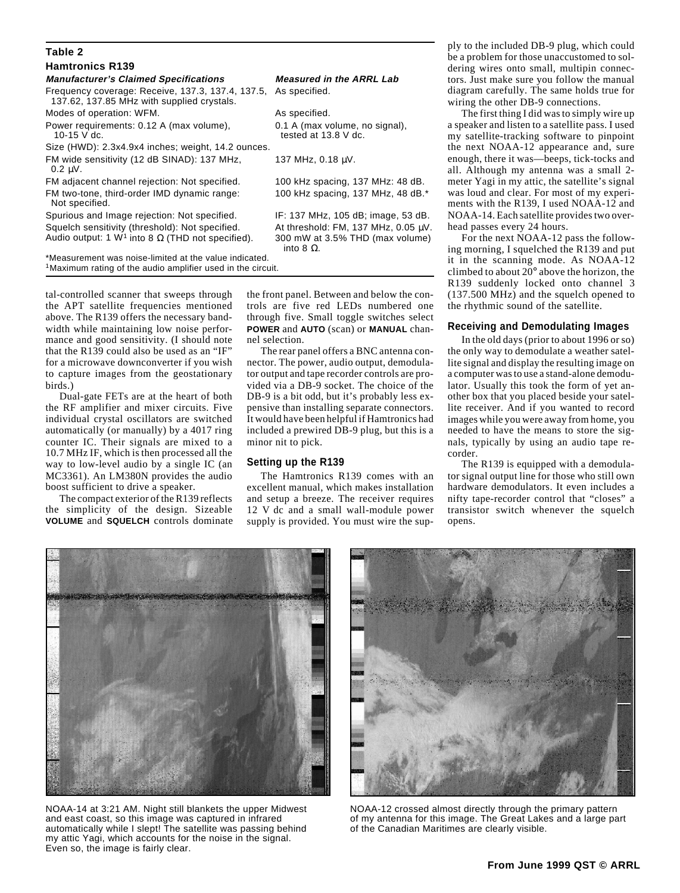**Table 2**

**Hamtronics R139**

| *Manufacturer's Claimed Specifications* | *Measured in the ARRL Lab* |
|---|---|
| Frequency coverage: Receive, 137.3, 137.4, 137.5, 137.62, 137.85 MHz with supplied crystals. | As specified. |
| Modes of operation: WFM. | As specified. |
| Power requirements: 0.12 A (max volume), 10-15 V dc. | 0.1 A (max volume, no signal), tested at 13.8 V dc. |
| Size (HWD): 2.3x4.9x4 inches; weight, 14.2 ounces. | |
| FM wide sensitivity (12 dB SINAD): 137 MHz, 0.2 µV. | 137 MHz, 0.18 µV. |
| FM adjacent channel rejection: Not specified. | 100 kHz spacing, 137 MHz: 48 dB. |
| FM two-tone, third-order IMD dynamic range: Not specified. | 100 kHz spacing, 137 MHz, 48 dB.* |
| Spurious and Image rejection: Not specified. | IF: 137 MHz, 105 dB; image, 53 dB. |
| Squelch sensitivity (threshold): Not specified. | At threshold: FM, 137 MHz, 0.05 µV. |
| Audio output: 1 W[1] into 8 Ω (THD not specified). | 300 mW at 3.5% THD (max volume) into 8 Ω. |

*Measurement was noise-limited at the value indicated.
[1]Maximum rating of the audio amplifier used in the circuit.

tal-controlled scanner that sweeps through the APT satellite frequencies mentioned above. The R139 offers the necessary bandwidth while maintaining low noise performance and good sensitivity. (I should note that the R139 could also be used as an "IF" for a microwave downconverter if you wish to capture images from the geostationary birds.)

Dual-gate FETs are at the heart of both the RF amplifier and mixer circuits. Five individual crystal oscillators are switched automatically (or manually) by a 4017 ring counter IC. Their signals are mixed to a 10.7 MHz IF, which is then processed all the way to low-level audio by a single IC (an MC3361). An LM380N provides the audio boost sufficient to drive a speaker.

The compact exterior of the R139 reflects the simplicity of the design. Sizeable **VOLUME** and **SQUELCH** controls dominate the front panel. Between and below the controls are five red LEDs numbered one through five. Small toggle switches select **POWER** and **AUTO** (scan) or **MANUAL** channel selection.

The rear panel offers a BNC antenna connector. The power, audio output, demodulator output and tape recorder controls are provided via a DB-9 socket. The choice of the DB-9 is a bit odd, but it's probably less expensive than installing separate connectors. It would have been helpful if Hamtronics had included a prewired DB-9 plug, but this is a minor nit to pick.

### Setting up the R139

The Hamtronics R139 comes with an excellent manual, which makes installation and setup a breeze. The receiver requires 12 V dc and a small wall-module power supply is provided. You must wire the supply to the included DB-9 plug, which could be a problem for those unaccustomed to soldering wires onto small, multipin connectors. Just make sure you follow the manual diagram carefully. The same holds true for wiring the other DB-9 connections.

The first thing I did was to simply wire up a speaker and listen to a satellite pass. I used my satellite-tracking software to pinpoint the next NOAA-12 appearance and, sure enough, there it was—beeps, tick-tocks and all. Although my antenna was a small 2-meter Yagi in my attic, the satellite's signal was loud and clear. For most of my experiments with the R139, I used NOAA-12 and NOAA-14. Each satellite provides two overhead passes every 24 hours.

For the next NOAA-12 pass the following morning, I squelched the R139 and put it in the scanning mode. As NOAA-12 climbed to about 20° above the horizon, the R139 suddenly locked onto channel 3 (137.500 MHz) and the squelch opened to the rhythmic sound of the satellite.

### Receiving and Demodulating Images

In the old days (prior to about 1996 or so) the only way to demodulate a weather satellite signal and display the resulting image on a computer was to use a stand-alone demodulator. Usually this took the form of yet another box that you placed beside your satellite receiver. And if you wanted to record images while you were away from home, you needed to have the means to store the signals, typically by using an audio tape recorder.

The R139 is equipped with a demodulator signal output line for those who still own hardware demodulators. It even includes a nifty tape-recorder control that "closes" a transistor switch whenever the squelch opens.

NOAA-14 at 3:21 AM. Night still blankets the upper Midwest and east coast, so this image was captured in infrared automatically while I slept! The satellite was passing behind my attic Yagi, which accounts for the noise in the signal. Even so, the image is fairly clear.

NOAA-12 crossed almost directly through the primary pattern of my antenna for this image. The Great Lakes and a large part of the Canadian Maritimes are clearly visible.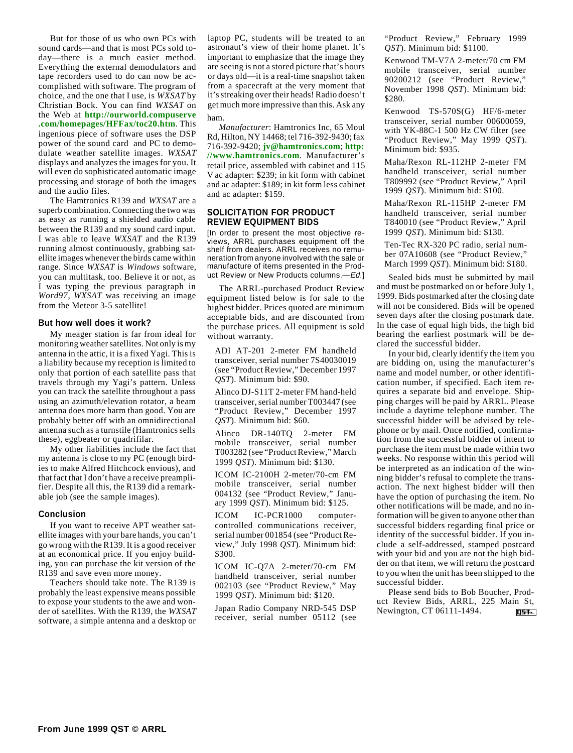But for those of us who own PCs with sound cards—and that is most PCs sold today—there is a much easier method. Everything the external demodulators and tape recorders used to do can now be accomplished with software. The program of choice, and the one that I use, is *WXSAT* by Christian Bock. You can find *WXSAT* on the Web at **http://ourworld.compuserve.com/homepages/HFFax/toc20.htm**. This ingenious piece of software uses the DSP power of the sound card and PC to demodulate weather satellite images. *WXSAT* displays and analyzes the images for you. It will even do sophisticated automatic image processing and storage of both the images and the audio files.

The Hamtronics R139 and *WXSAT* are a superb combination. Connecting the two was as easy as running a shielded audio cable between the R139 and my sound card input. I was able to leave *WXSAT* and the R139 running almost continuously, grabbing satellite images whenever the birds came within range. Since *WXSAT* is *Windows* software, you can multitask, too. Believe it or not, as I was typing the previous paragraph in *Word97*, *WXSAT* was receiving an image from the Meteor 3-5 satellite!

### But how well does it work?

My meager station is far from ideal for monitoring weather satellites. Not only is my antenna in the attic, it is a fixed Yagi. This is a liability because my reception is limited to only that portion of each satellite pass that travels through my Yagi's pattern. Unless you can track the satellite throughout a pass using an azimuth/elevation rotator, a beam antenna does more harm than good. You are probably better off with an omnidirectional antenna such as a turnstile (Hamtronics sells these), eggbeater or quadrifilar.

My other liabilities include the fact that my antenna is close to my PC (enough birdies to make Alfred Hitchcock envious), and that fact that I don't have a receive preamplifier. Despite all this, the R139 did a remarkable job (see the sample images).

### Conclusion

If you want to receive APT weather satellite images with your bare hands, you can't go wrong with the R139. It is a good receiver at an economical price. If you enjoy building, you can purchase the kit version of the R139 and save even more money.

Teachers should take note. The R139 is probably the least expensive means possible to expose your students to the awe and wonder of satellites. With the R139, the *WXSAT* software, a simple antenna and a desktop or laptop PC, students will be treated to an astronaut's view of their home planet. It's important to emphasize that the image they are seeing is not a stored picture that's hours or days old—it is a real-time snapshot taken from a spacecraft at the very moment that it's streaking over their heads! Radio doesn't get much more impressive than this. Ask any ham.

*Manufacturer*: Hamtronics Inc, 65 Moul Rd, Hilton, NY 14468; tel 716-392-9430; fax 716-392-9420; **jv@hamtronics.com**; **http://www.hamtronics.com**. Manufacturer's retail price, assembled with cabinet and 115 V ac adapter: $239; in kit form with cabinet and ac adapter: $189; in kit form less cabinet and ac adapter: $159.

## SOLICITATION FOR PRODUCT REVIEW EQUIPMENT BIDS

[In order to present the most objective reviews, ARRL purchases equipment off the shelf from dealers. ARRL receives no remuneration from anyone involved with the sale or manufacture of items presented in the Product Review or New Products columns.—*Ed.*]

The ARRL-purchased Product Review equipment listed below is for sale to the highest bidder. Prices quoted are minimum acceptable bids, and are discounted from the purchase prices. All equipment is sold without warranty.

ADI AT-201 2-meter FM handheld transceiver, serial number 7S40030019 (see "Product Review," December 1997 *QST*). Minimum bid: $90.

Alinco DJ-S11T 2-meter FM hand-held transceiver, serial number T003447 (see "Product Review," December 1997 *QST*). Minimum bid: $60.

Alinco DR-140TQ 2-meter FM mobile transceiver, serial number T003282 (see "Product Review," March 1999 *QST*). Minimum bid: $130.

ICOM IC-2100H 2-meter/70-cm FM mobile transceiver, serial number 004132 (see "Product Review," January 1999 *QST*). Minimum bid: $125.

ICOM IC-PCR1000 computer-controlled communications receiver, serial number 001854 (see "Product Review," July 1998 *QST*). Minimum bid: $300.

ICOM IC-Q7A 2-meter/70-cm FM handheld transceiver, serial number 002103 (see "Product Review," May 1999 *QST*). Minimum bid: $120.

Japan Radio Company NRD-545 DSP receiver, serial number 05112 (see "Product Review," February 1999 *QST*). Minimum bid: $1100.

Kenwood TM-V7A 2-meter/70 cm FM mobile transceiver, serial number 90200212 (see "Product Review," November 1998 *QST*). Minimum bid: $280.

Kenwood TS-570S(G) HF/6-meter transceiver, serial number 00600059, with YK-88C-1 500 Hz CW filter (see "Product Review," May 1999 *QST*). Minimum bid: $935.

Maha/Rexon RL-112HP 2-meter FM handheld transceiver, serial number T809992 (see "Product Review," April 1999 *QST*). Minimum bid: $100.

Maha/Rexon RL-115HP 2-meter FM handheld transceiver, serial number T840010 (see "Product Review," April 1999 *QST*). Minimum bid: $130.

Ten-Tec RX-320 PC radio, serial number 07A10608 (see "Product Review," March 1999 *QST*). Minimum bid: $180.

Sealed bids must be submitted by mail and must be postmarked on or before July 1, 1999. Bids postmarked after the closing date will not be considered. Bids will be opened seven days after the closing postmark date. In the case of equal high bids, the high bid bearing the earliest postmark will be declared the successful bidder.

In your bid, clearly identify the item you are bidding on, using the manufacturer's name and model number, or other identification number, if specified. Each item requires a separate bid and envelope. Shipping charges will be paid by ARRL. Please include a daytime telephone number. The successful bidder will be advised by telephone or by mail. Once notified, confirmation from the successful bidder of intent to purchase the item must be made within two weeks. No response within this period will be interpreted as an indication of the winning bidder's refusal to complete the transaction. The next highest bidder will then have the option of purchasing the item. No other notifications will be made, and no information will be given to anyone other than successful bidders regarding final price or identity of the successful bidder. If you include a self-addressed, stamped postcard with your bid and you are not the high bidder on that item, we will return the postcard to you when the unit has been shipped to the successful bidder.

Please send bids to Bob Boucher, Product Review Bids, ARRL, 225 Main St, Newington, CT 06111-1494.